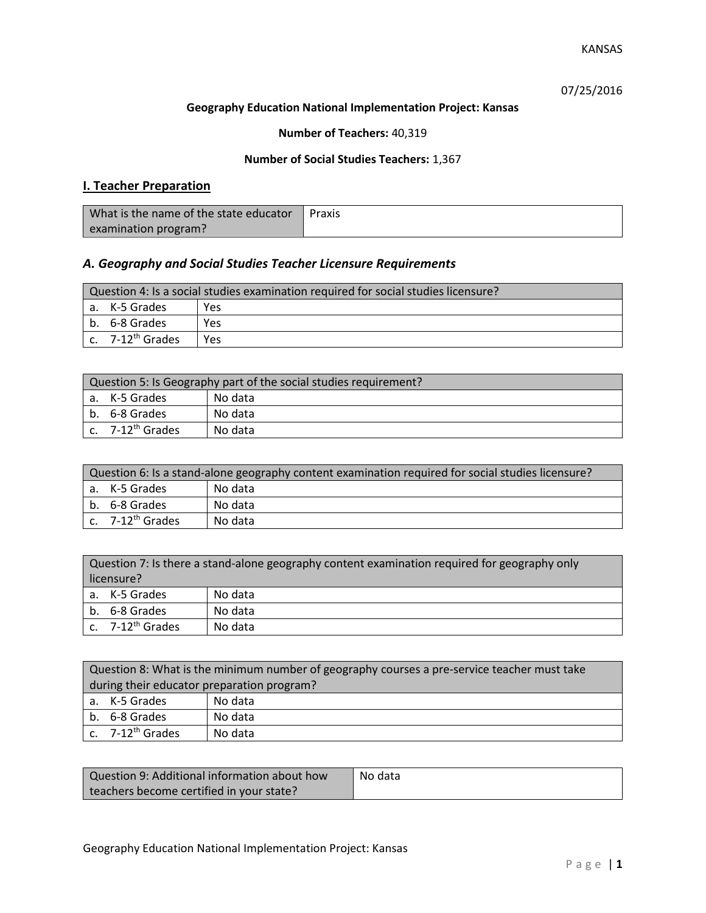KANSAS

07/25/2016

**Geography Education National Implementation Project: Kansas**

**Number of Teachers:** 40,319

**Number of Social Studies Teachers:** 1,367

## I. Teacher Preparation

| What is the name of the state educator examination program? | Praxis |
| --- | --- |

### *A. Geography and Social Studies Teacher Licensure Requirements*

| Question 4: Is a social studies examination required for social studies licensure? | |
| --- | --- |
| a. K-5 Grades | Yes |
| b. 6-8 Grades | Yes |
| c. 7-12th Grades | Yes |

| Question 5: Is Geography part of the social studies requirement? | |
| --- | --- |
| a. K-5 Grades | No data |
| b. 6-8 Grades | No data |
| c. 7-12th Grades | No data |

| Question 6: Is a stand-alone geography content examination required for social studies licensure? | |
| --- | --- |
| a. K-5 Grades | No data |
| b. 6-8 Grades | No data |
| c. 7-12th Grades | No data |

| Question 7: Is there a stand-alone geography content examination required for geography only licensure? | |
| --- | --- |
| a. K-5 Grades | No data |
| b. 6-8 Grades | No data |
| c. 7-12th Grades | No data |

| Question 8: What is the minimum number of geography courses a pre-service teacher must take during their educator preparation program? | |
| --- | --- |
| a. K-5 Grades | No data |
| b. 6-8 Grades | No data |
| c. 7-12th Grades | No data |

| Question 9: Additional information about how teachers become certified in your state? | No data |
| --- | --- |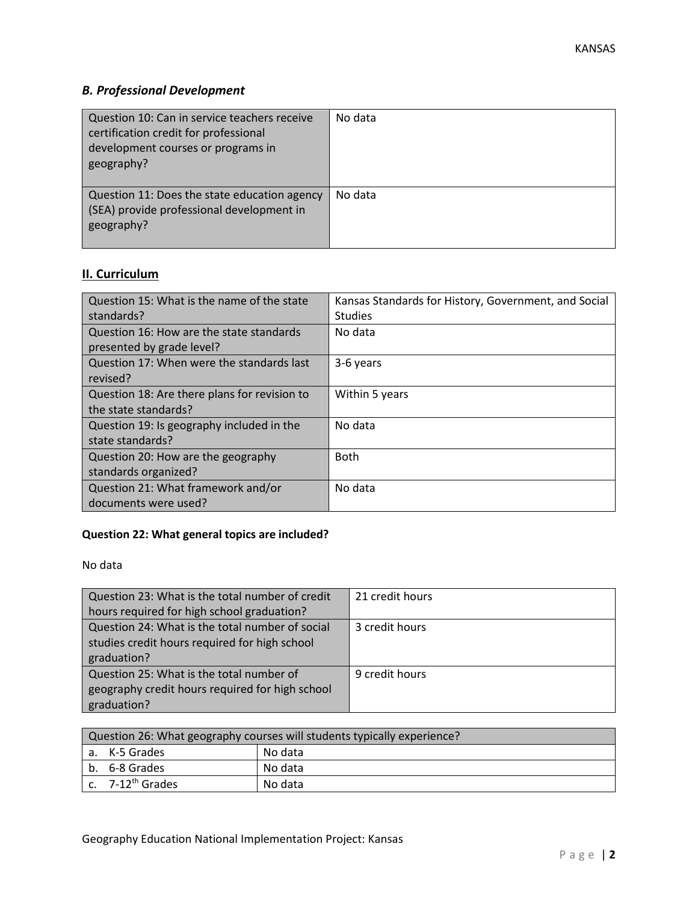### *B. Professional Development*

| Question 10: Can in service teachers receive certification credit for professional development courses or programs in geography? | No data |
| --- | --- |
| Question 11: Does the state education agency (SEA) provide professional development in geography? | No data |

## II. Curriculum

| Question 15: What is the name of the state standards? | Kansas Standards for History, Government, and Social Studies |
| --- | --- |
| Question 16: How are the state standards presented by grade level? | No data |
| Question 17: When were the standards last revised? | 3-6 years |
| Question 18: Are there plans for revision to the state standards? | Within 5 years |
| Question 19: Is geography included in the state standards? | No data |
| Question 20: How are the geography standards organized? | Both |
| Question 21: What framework and/or documents were used? | No data |

**Question 22: What general topics are included?**

No data

| Question 23: What is the total number of credit hours required for high school graduation? | 21 credit hours |
| --- | --- |
| Question 24: What is the total number of social studies credit hours required for high school graduation? | 3 credit hours |
| Question 25: What is the total number of geography credit hours required for high school graduation? | 9 credit hours |

| Question 26: What geography courses will students typically experience? | |
| --- | --- |
| a. K-5 Grades | No data |
| b. 6-8 Grades | No data |
| c. 7-12th Grades | No data |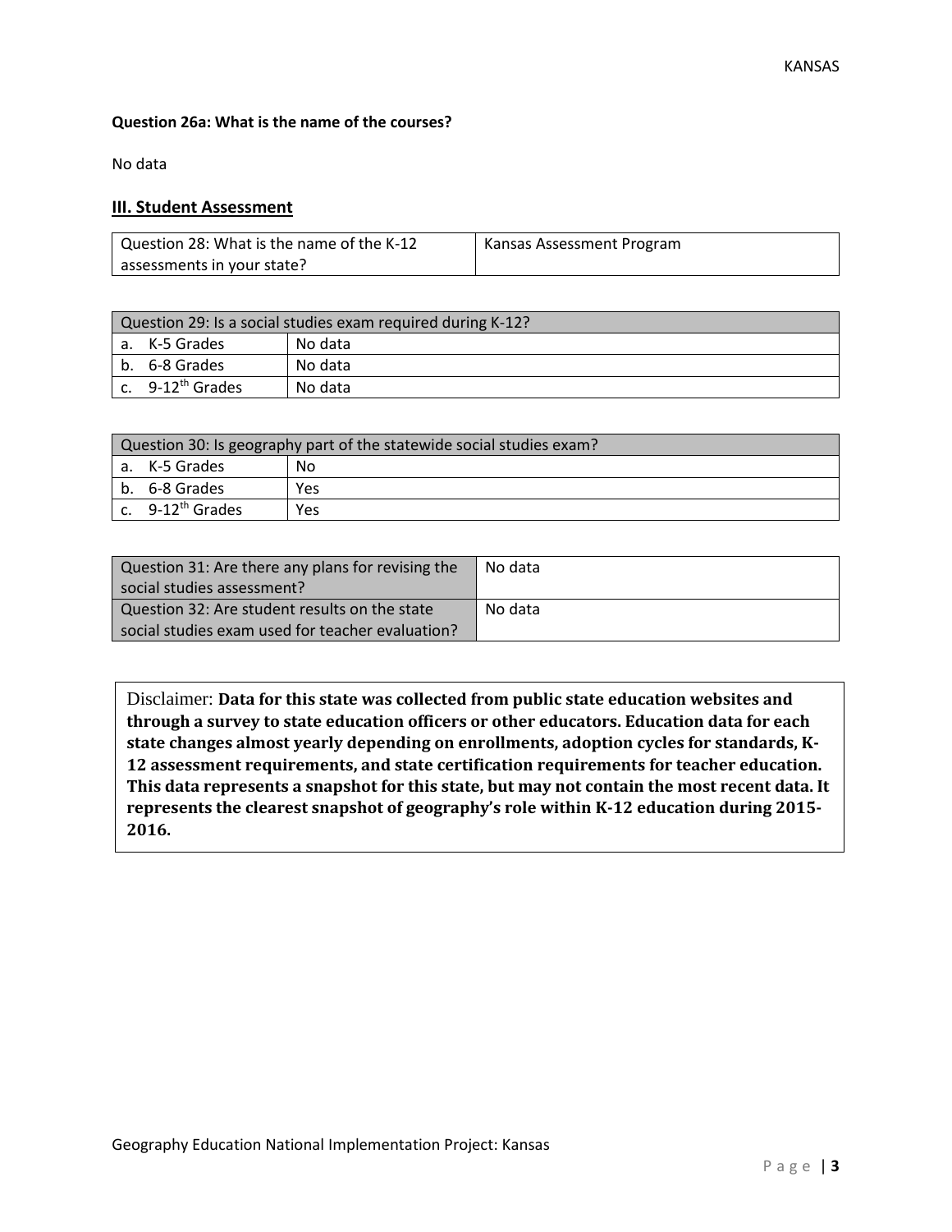**Question 26a: What is the name of the courses?**

No data

## III. Student Assessment

| | |
|---|---|
| Question 28: What is the name of the K-12 assessments in your state? | Kansas Assessment Program |

| Question 29: Is a social studies exam required during K-12? | |
|---|---|
| a. K-5 Grades | No data |
| b. 6-8 Grades | No data |
| c. 9-12th Grades | No data |

| Question 30: Is geography part of the statewide social studies exam? | |
|---|---|
| a. K-5 Grades | No |
| b. 6-8 Grades | Yes |
| c. 9-12th Grades | Yes |

| | |
|---|---|
| Question 31: Are there any plans for revising the social studies assessment? | No data |
| Question 32: Are student results on the state social studies exam used for teacher evaluation? | No data |

Disclaimer: **Data for this state was collected from public state education websites and through a survey to state education officers or other educators. Education data for each state changes almost yearly depending on enrollments, adoption cycles for standards, K-12 assessment requirements, and state certification requirements for teacher education. This data represents a snapshot for this state, but may not contain the most recent data. It represents the clearest snapshot of geography's role within K-12 education during 2015-2016.**